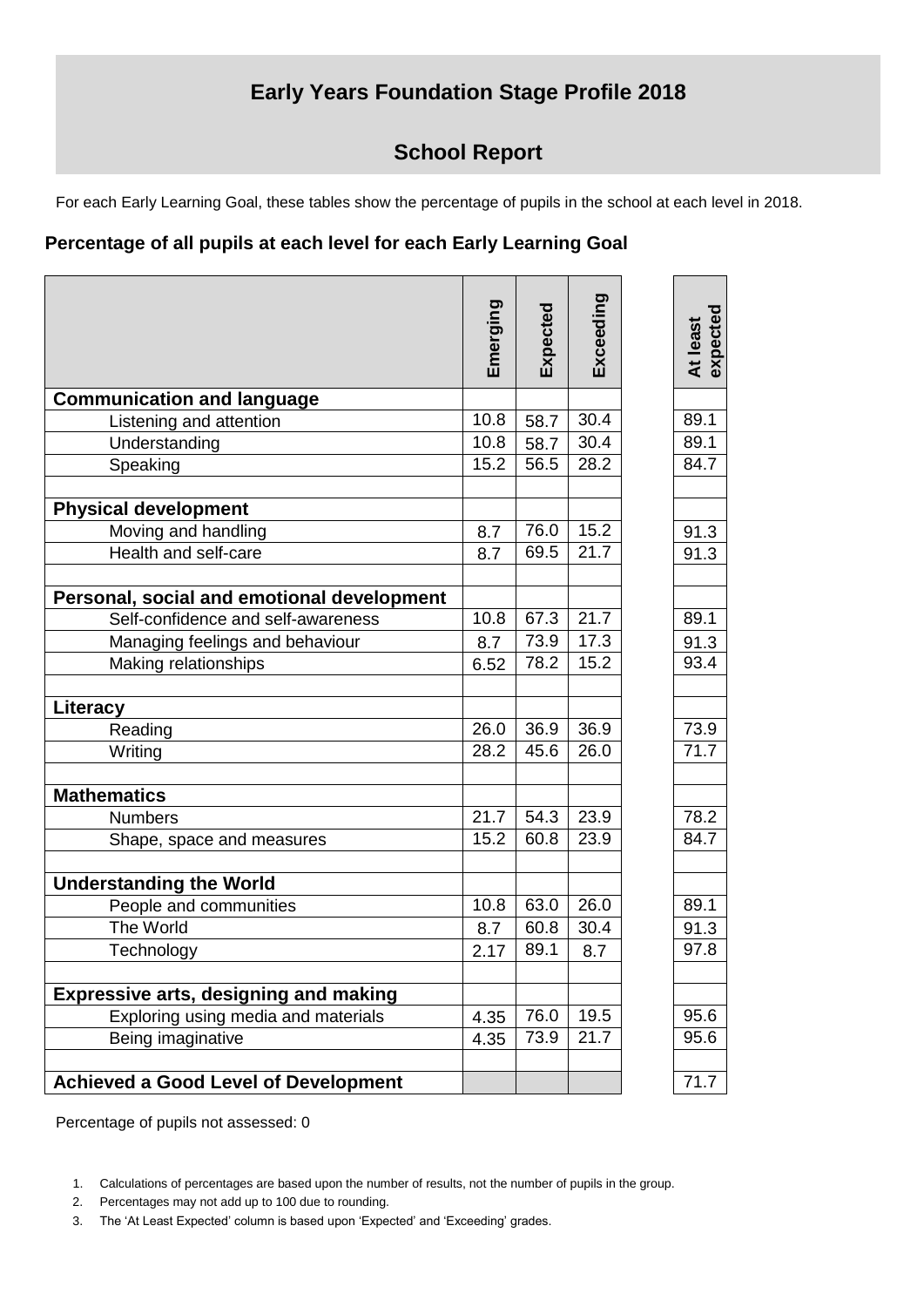# Early Years Foundation Stage Profile 2018

## School Report

For each Early Learning Goal, these tables show the percentage of pupils in the school at each level in 2018.

### Percentage of all pupils at each level for each Early Learning Goal

| | Emerging | Expected | Exceeding | At least expected |
|---|---|---|---|---|
| **Communication and language** | | | | |
| Listening and attention | 10.8 | 58.7 | 30.4 | 89.1 |
| Understanding | 10.8 | 58.7 | 30.4 | 89.1 |
| Speaking | 15.2 | 56.5 | 28.2 | 84.7 |
| | | | | |
| **Physical development** | | | | |
| Moving and handling | 8.7 | 76.0 | 15.2 | 91.3 |
| Health and self-care | 8.7 | 69.5 | 21.7 | 91.3 |
| | | | | |
| **Personal, social and emotional development** | | | | |
| Self-confidence and self-awareness | 10.8 | 67.3 | 21.7 | 89.1 |
| Managing feelings and behaviour | 8.7 | 73.9 | 17.3 | 91.3 |
| Making relationships | 6.52 | 78.2 | 15.2 | 93.4 |
| | | | | |
| **Literacy** | | | | |
| Reading | 26.0 | 36.9 | 36.9 | 73.9 |
| Writing | 28.2 | 45.6 | 26.0 | 71.7 |
| | | | | |
| **Mathematics** | | | | |
| Numbers | 21.7 | 54.3 | 23.9 | 78.2 |
| Shape, space and measures | 15.2 | 60.8 | 23.9 | 84.7 |
| | | | | |
| **Understanding the World** | | | | |
| People and communities | 10.8 | 63.0 | 26.0 | 89.1 |
| The World | 8.7 | 60.8 | 30.4 | 91.3 |
| Technology | 2.17 | 89.1 | 8.7 | 97.8 |
| | | | | |
| **Expressive arts, designing and making** | | | | |
| Exploring using media and materials | 4.35 | 76.0 | 19.5 | 95.6 |
| Being imaginative | 4.35 | 73.9 | 21.7 | 95.6 |
| | | | | |
| **Achieved a Good Level of Development** | | | | 71.7 |

Percentage of pupils not assessed: 0

1. Calculations of percentages are based upon the number of results, not the number of pupils in the group.
2. Percentages may not add up to 100 due to rounding.
3. The 'At Least Expected' column is based upon 'Expected' and 'Exceeding' grades.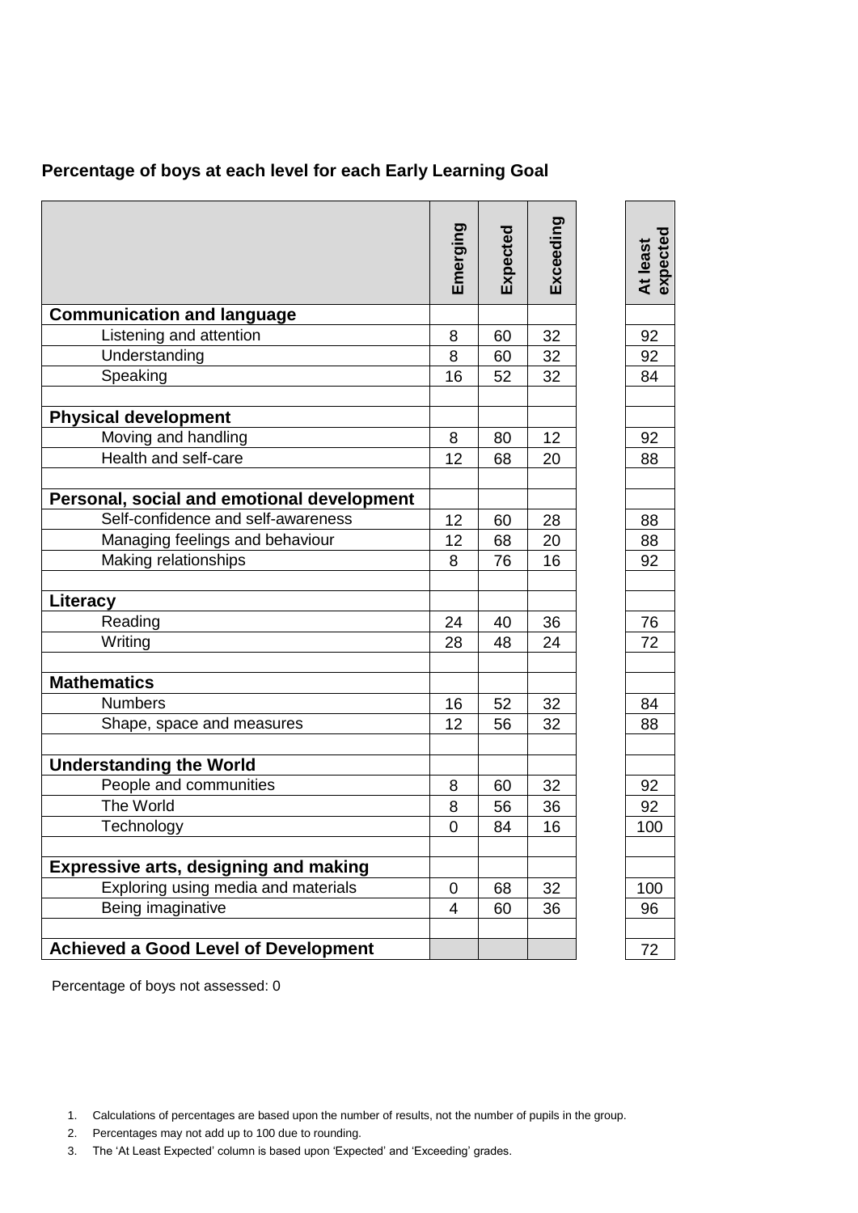## Percentage of boys at each level for each Early Learning Goal

| | Emerging | Expected | Exceeding | | At least expected |
|---|---|---|---|---|---|
| **Communication and language** | | | | | |
| Listening and attention | 8 | 60 | 32 | | 92 |
| Understanding | 8 | 60 | 32 | | 92 |
| Speaking | 16 | 52 | 32 | | 84 |
| | | | | | |
| **Physical development** | | | | | |
| Moving and handling | 8 | 80 | 12 | | 92 |
| Health and self-care | 12 | 68 | 20 | | 88 |
| | | | | | |
| **Personal, social and emotional development** | | | | | |
| Self-confidence and self-awareness | 12 | 60 | 28 | | 88 |
| Managing feelings and behaviour | 12 | 68 | 20 | | 88 |
| Making relationships | 8 | 76 | 16 | | 92 |
| | | | | | |
| **Literacy** | | | | | |
| Reading | 24 | 40 | 36 | | 76 |
| Writing | 28 | 48 | 24 | | 72 |
| | | | | | |
| **Mathematics** | | | | | |
| Numbers | 16 | 52 | 32 | | 84 |
| Shape, space and measures | 12 | 56 | 32 | | 88 |
| | | | | | |
| **Understanding the World** | | | | | |
| People and communities | 8 | 60 | 32 | | 92 |
| The World | 8 | 56 | 36 | | 92 |
| Technology | 0 | 84 | 16 | | 100 |
| | | | | | |
| **Expressive arts, designing and making** | | | | | |
| Exploring using media and materials | 0 | 68 | 32 | | 100 |
| Being imaginative | 4 | 60 | 36 | | 96 |
| | | | | | |
| **Achieved a Good Level of Development** | | | | | 72 |

Percentage of boys not assessed: 0

1. Calculations of percentages are based upon the number of results, not the number of pupils in the group.
2. Percentages may not add up to 100 due to rounding.
3. The 'At Least Expected' column is based upon 'Expected' and 'Exceeding' grades.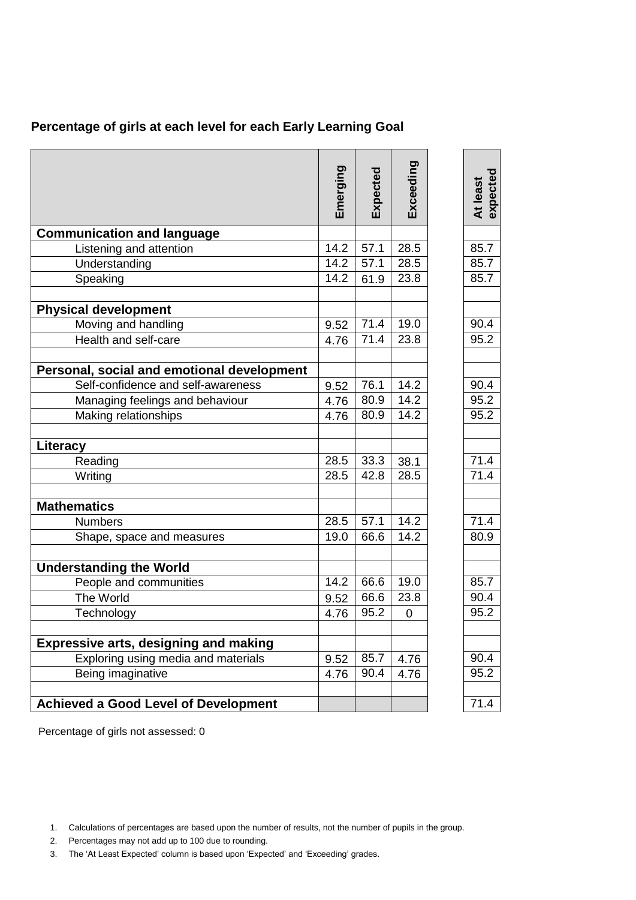**Percentage of girls at each level for each Early Learning Goal**

| | Emerging | Expected | Exceeding | At least expected |
|---|---|---|---|---|
| **Communication and language** | | | | |
| Listening and attention | 14.2 | 57.1 | 28.5 | 85.7 |
| Understanding | 14.2 | 57.1 | 28.5 | 85.7 |
| Speaking | 14.2 | 61.9 | 23.8 | 85.7 |
| | | | | |
| **Physical development** | | | | |
| Moving and handling | 9.52 | 71.4 | 19.0 | 90.4 |
| Health and self-care | 4.76 | 71.4 | 23.8 | 95.2 |
| | | | | |
| **Personal, social and emotional development** | | | | |
| Self-confidence and self-awareness | 9.52 | 76.1 | 14.2 | 90.4 |
| Managing feelings and behaviour | 4.76 | 80.9 | 14.2 | 95.2 |
| Making relationships | 4.76 | 80.9 | 14.2 | 95.2 |
| | | | | |
| **Literacy** | | | | |
| Reading | 28.5 | 33.3 | 38.1 | 71.4 |
| Writing | 28.5 | 42.8 | 28.5 | 71.4 |
| | | | | |
| **Mathematics** | | | | |
| Numbers | 28.5 | 57.1 | 14.2 | 71.4 |
| Shape, space and measures | 19.0 | 66.6 | 14.2 | 80.9 |
| | | | | |
| **Understanding the World** | | | | |
| People and communities | 14.2 | 66.6 | 19.0 | 85.7 |
| The World | 9.52 | 66.6 | 23.8 | 90.4 |
| Technology | 4.76 | 95.2 | 0 | 95.2 |
| | | | | |
| **Expressive arts, designing and making** | | | | |
| Exploring using media and materials | 9.52 | 85.7 | 4.76 | 90.4 |
| Being imaginative | 4.76 | 90.4 | 4.76 | 95.2 |
| | | | | |
| **Achieved a Good Level of Development** | | | | 71.4 |

Percentage of girls not assessed: 0

1. Calculations of percentages are based upon the number of results, not the number of pupils in the group.
2. Percentages may not add up to 100 due to rounding.
3. The 'At Least Expected' column is based upon 'Expected' and 'Exceeding' grades.